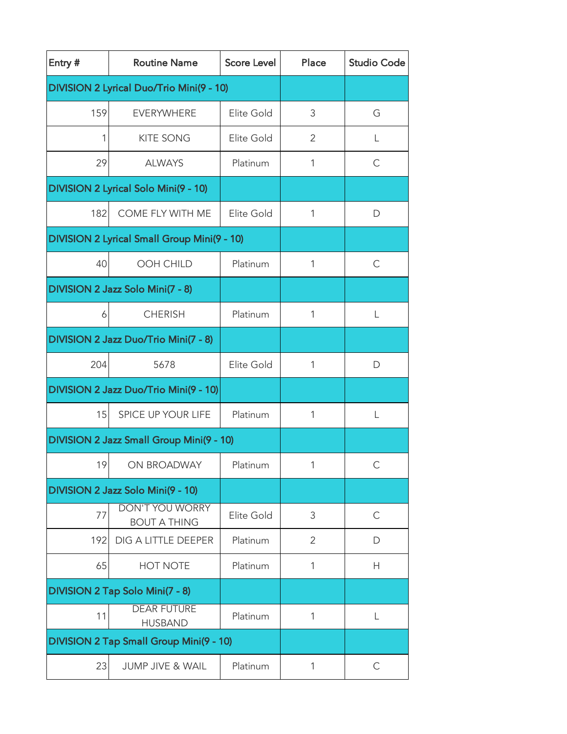| Entry # | Routine Name | Score Level | Place | Studio Code |
| --- | --- | --- | --- | --- |
| DIVISION 2 Lyrical Duo/Trio Mini(9 - 10) | | | | |
| 159 | EVERYWHERE | Elite Gold | 3 | G |
| 1 | KITE SONG | Elite Gold | 2 | L |
| 29 | ALWAYS | Platinum | 1 | C |
| DIVISION 2 Lyrical Solo Mini(9 - 10) | | | | |
| 182 | COME FLY WITH ME | Elite Gold | 1 | D |
| DIVISION 2 Lyrical Small Group Mini(9 - 10) | | | | |
| 40 | OOH CHILD | Platinum | 1 | C |
| DIVISION 2 Jazz Solo Mini(7 - 8) | | | | |
| 6 | CHERISH | Platinum | 1 | L |
| DIVISION 2 Jazz Duo/Trio Mini(7 - 8) | | | | |
| 204 | 5678 | Elite Gold | 1 | D |
| DIVISION 2 Jazz Duo/Trio Mini(9 - 10) | | | | |
| 15 | SPICE UP YOUR LIFE | Platinum | 1 | L |
| DIVISION 2 Jazz Small Group Mini(9 - 10) | | | | |
| 19 | ON BROADWAY | Platinum | 1 | C |
| DIVISION 2 Jazz Solo Mini(9 - 10) | | | | |
| 77 | DON'T YOU WORRY BOUT A THING | Elite Gold | 3 | C |
| 192 | DIG A LITTLE DEEPER | Platinum | 2 | D |
| 65 | HOT NOTE | Platinum | 1 | H |
| DIVISION 2 Tap Solo Mini(7 - 8) | | | | |
| 11 | DEAR FUTURE HUSBAND | Platinum | 1 | L |
| DIVISION 2 Tap Small Group Mini(9 - 10) | | | | |
| 23 | JUMP JIVE & WAIL | Platinum | 1 | C |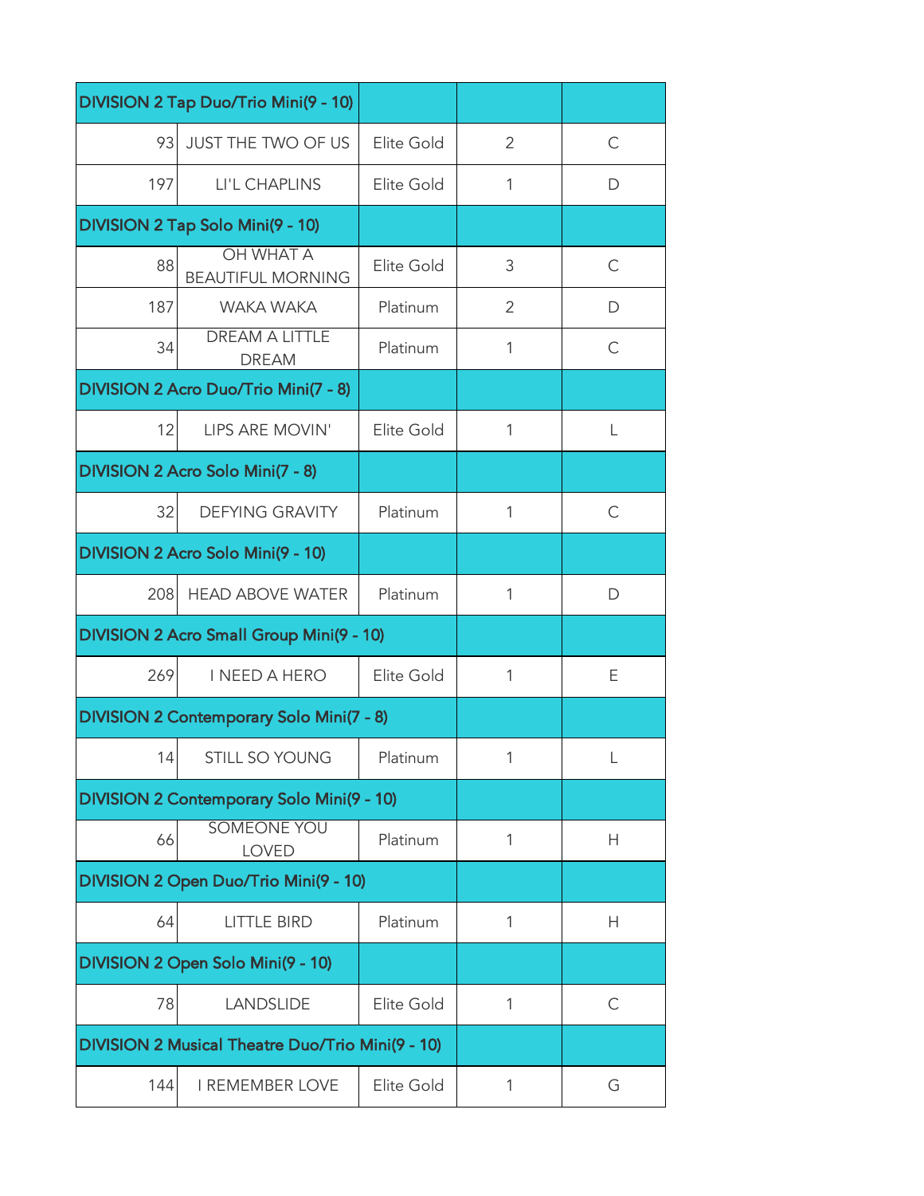| DIVISION 2 Tap Duo/Trio Mini(9 - 10) | | | | |
|---|---|---|---|---|
| 93 | JUST THE TWO OF US | Elite Gold | 2 | C |
| 197 | LI'L CHAPLINS | Elite Gold | 1 | D |
| **DIVISION 2 Tap Solo Mini(9 - 10)** | | | | |
| 88 | OH WHAT A BEAUTIFUL MORNING | Elite Gold | 3 | C |
| 187 | WAKA WAKA | Platinum | 2 | D |
| 34 | DREAM A LITTLE DREAM | Platinum | 1 | C |
| **DIVISION 2 Acro Duo/Trio Mini(7 - 8)** | | | | |
| 12 | LIPS ARE MOVIN' | Elite Gold | 1 | L |
| **DIVISION 2 Acro Solo Mini(7 - 8)** | | | | |
| 32 | DEFYING GRAVITY | Platinum | 1 | C |
| **DIVISION 2 Acro Solo Mini(9 - 10)** | | | | |
| 208 | HEAD ABOVE WATER | Platinum | 1 | D |
| **DIVISION 2 Acro Small Group Mini(9 - 10)** | | | | |
| 269 | I NEED A HERO | Elite Gold | 1 | E |
| **DIVISION 2 Contemporary Solo Mini(7 - 8)** | | | | |
| 14 | STILL SO YOUNG | Platinum | 1 | L |
| **DIVISION 2 Contemporary Solo Mini(9 - 10)** | | | | |
| 66 | SOMEONE YOU LOVED | Platinum | 1 | H |
| **DIVISION 2 Open Duo/Trio Mini(9 - 10)** | | | | |
| 64 | LITTLE BIRD | Platinum | 1 | H |
| **DIVISION 2 Open Solo Mini(9 - 10)** | | | | |
| 78 | LANDSLIDE | Elite Gold | 1 | C |
| **DIVISION 2 Musical Theatre Duo/Trio Mini(9 - 10)** | | | | |
| 144 | I REMEMBER LOVE | Elite Gold | 1 | G |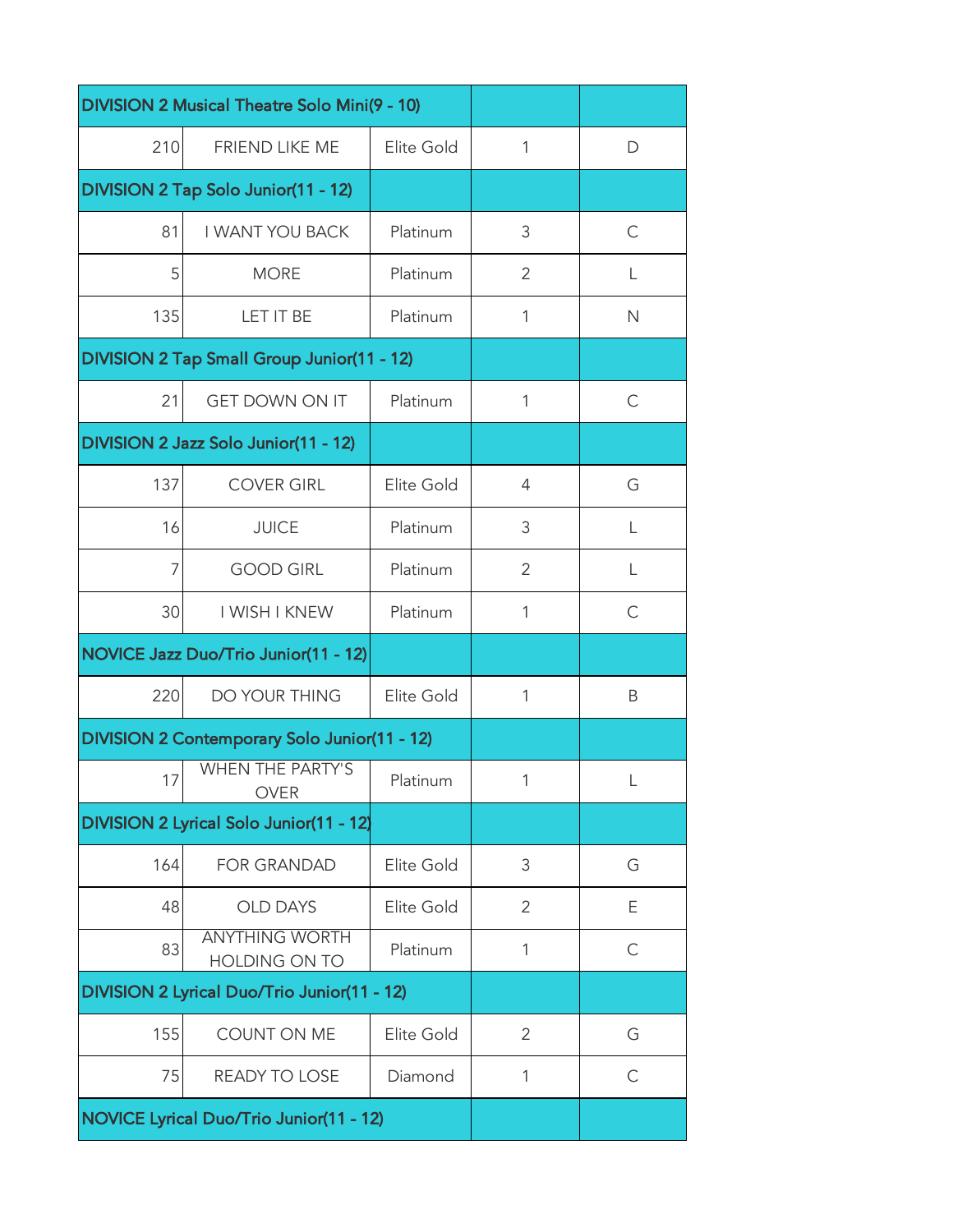| DIVISION 2 Musical Theatre Solo Mini(9 - 10) | | | | |
|---|---|---|---|---|
| 210 | FRIEND LIKE ME | Elite Gold | 1 | D |
| **DIVISION 2 Tap Solo Junior(11 - 12)** | | | | |
| 81 | I WANT YOU BACK | Platinum | 3 | C |
| 5 | MORE | Platinum | 2 | L |
| 135 | LET IT BE | Platinum | 1 | N |
| **DIVISION 2 Tap Small Group Junior(11 - 12)** | | | | |
| 21 | GET DOWN ON IT | Platinum | 1 | C |
| **DIVISION 2 Jazz Solo Junior(11 - 12)** | | | | |
| 137 | COVER GIRL | Elite Gold | 4 | G |
| 16 | JUICE | Platinum | 3 | L |
| 7 | GOOD GIRL | Platinum | 2 | L |
| 30 | I WISH I KNEW | Platinum | 1 | C |
| **NOVICE Jazz Duo/Trio Junior(11 - 12)** | | | | |
| 220 | DO YOUR THING | Elite Gold | 1 | B |
| **DIVISION 2 Contemporary Solo Junior(11 - 12)** | | | | |
| 17 | WHEN THE PARTY'S OVER | Platinum | 1 | L |
| **DIVISION 2 Lyrical Solo Junior(11 - 12)** | | | | |
| 164 | FOR GRANDAD | Elite Gold | 3 | G |
| 48 | OLD DAYS | Elite Gold | 2 | E |
| 83 | ANYTHING WORTH HOLDING ON TO | Platinum | 1 | C |
| **DIVISION 2 Lyrical Duo/Trio Junior(11 - 12)** | | | | |
| 155 | COUNT ON ME | Elite Gold | 2 | G |
| 75 | READY TO LOSE | Diamond | 1 | C |
| **NOVICE Lyrical Duo/Trio Junior(11 - 12)** | | | | |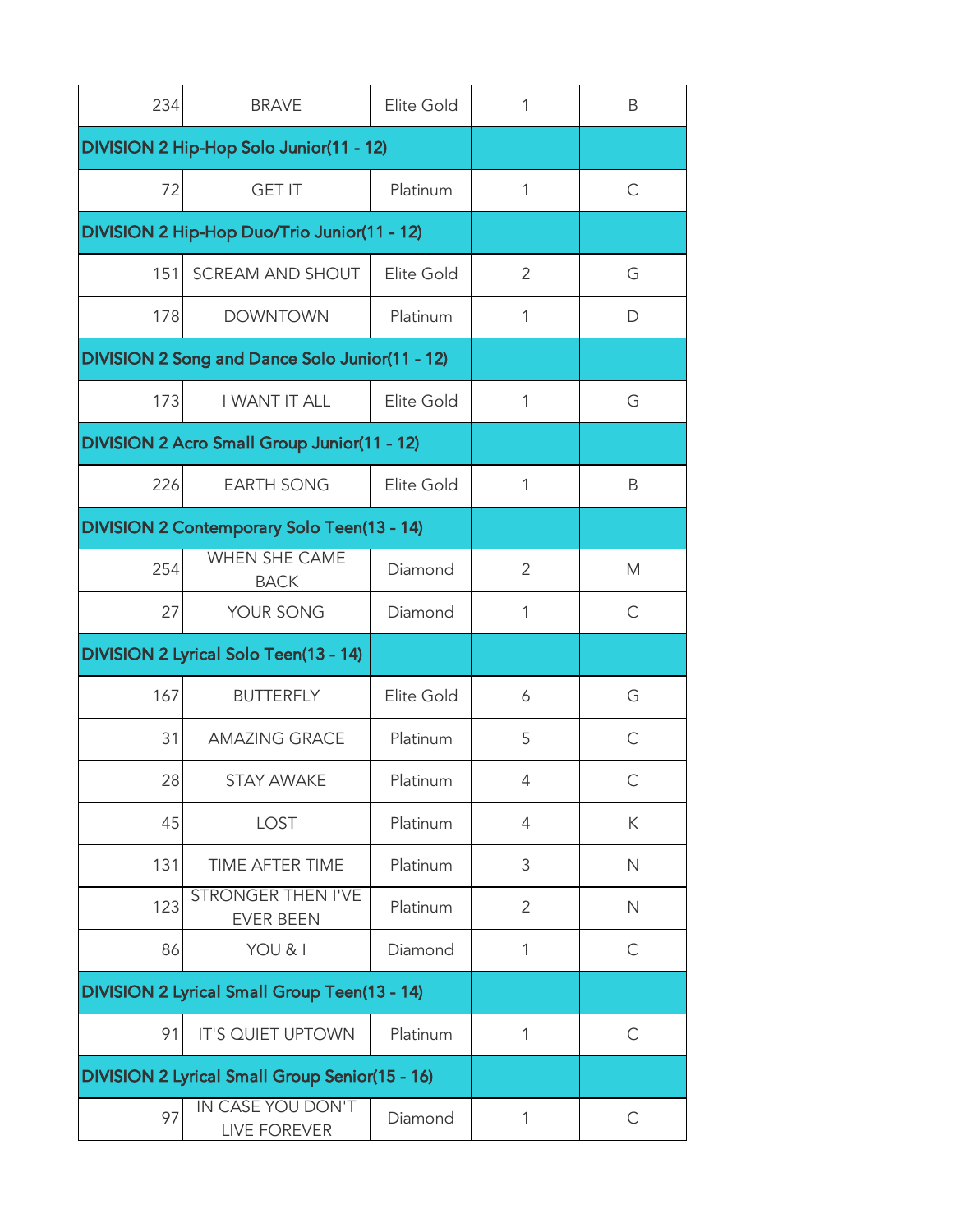| | | | | |
|---|---|---|---|---|
| 234 | BRAVE | Elite Gold | 1 | B |
| **DIVISION 2 Hip-Hop Solo Junior(11 - 12)** | | | | |
| 72 | GET IT | Platinum | 1 | C |
| **DIVISION 2 Hip-Hop Duo/Trio Junior(11 - 12)** | | | | |
| 151 | SCREAM AND SHOUT | Elite Gold | 2 | G |
| 178 | DOWNTOWN | Platinum | 1 | D |
| **DIVISION 2 Song and Dance Solo Junior(11 - 12)** | | | | |
| 173 | I WANT IT ALL | Elite Gold | 1 | G |
| **DIVISION 2 Acro Small Group Junior(11 - 12)** | | | | |
| 226 | EARTH SONG | Elite Gold | 1 | B |
| **DIVISION 2 Contemporary Solo Teen(13 - 14)** | | | | |
| 254 | WHEN SHE CAME BACK | Diamond | 2 | M |
| 27 | YOUR SONG | Diamond | 1 | C |
| **DIVISION 2 Lyrical Solo Teen(13 - 14)** | | | | |
| 167 | BUTTERFLY | Elite Gold | 6 | G |
| 31 | AMAZING GRACE | Platinum | 5 | C |
| 28 | STAY AWAKE | Platinum | 4 | C |
| 45 | LOST | Platinum | 4 | K |
| 131 | TIME AFTER TIME | Platinum | 3 | N |
| 123 | STRONGER THEN I'VE EVER BEEN | Platinum | 2 | N |
| 86 | YOU & I | Diamond | 1 | C |
| **DIVISION 2 Lyrical Small Group Teen(13 - 14)** | | | | |
| 91 | IT'S QUIET UPTOWN | Platinum | 1 | C |
| **DIVISION 2 Lyrical Small Group Senior(15 - 16)** | | | | |
| 97 | IN CASE YOU DON'T LIVE FOREVER | Diamond | 1 | C |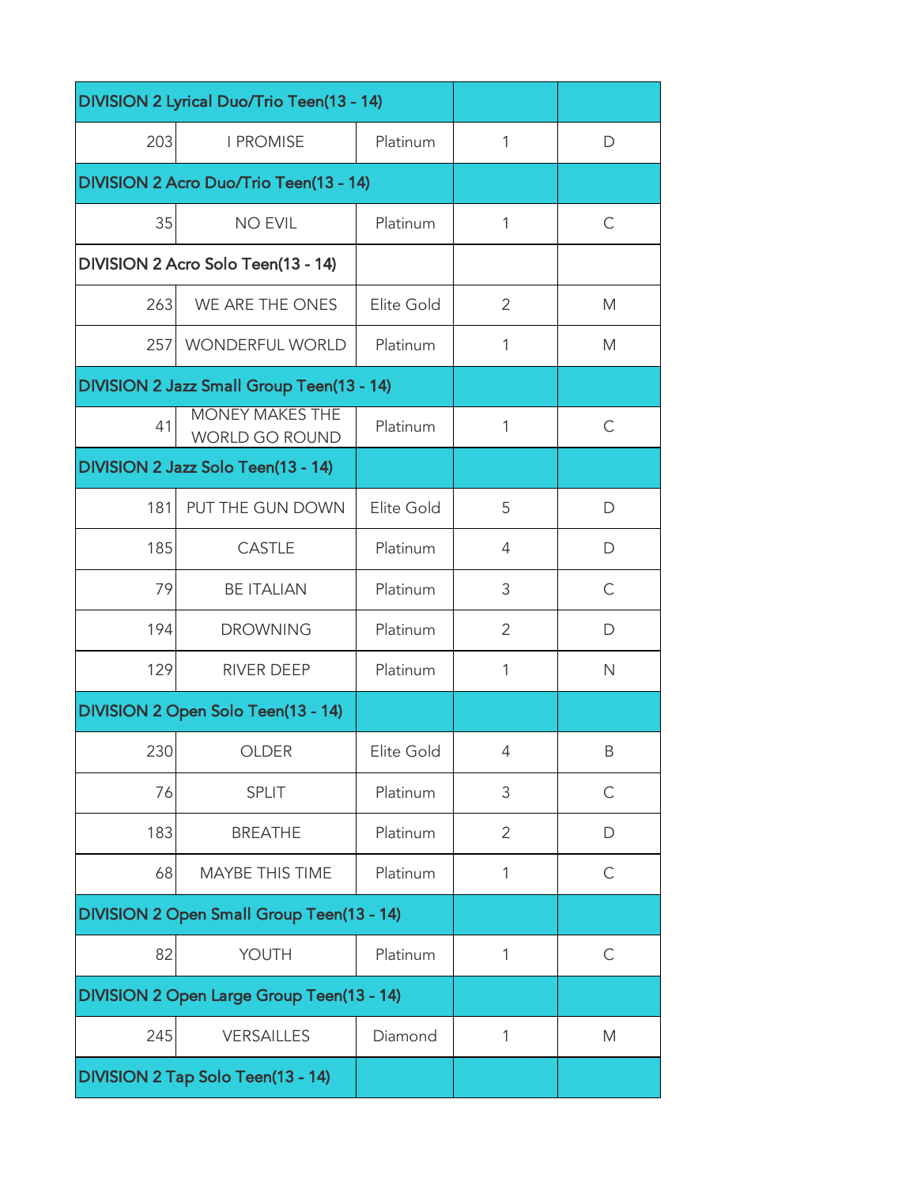| DIVISION 2 Lyrical Duo/Trio Teen(13 - 14) | | | | |
|---|---|---|---|---|
| 203 | I PROMISE | Platinum | 1 | D |
| **DIVISION 2 Acro Duo/Trio Teen(13 - 14)** | | | | |
| 35 | NO EVIL | Platinum | 1 | C |
| **DIVISION 2 Acro Solo Teen(13 - 14)** | | | | |
| 263 | WE ARE THE ONES | Elite Gold | 2 | M |
| 257 | WONDERFUL WORLD | Platinum | 1 | M |
| **DIVISION 2 Jazz Small Group Teen(13 - 14)** | | | | |
| 41 | MONEY MAKES THE WORLD GO ROUND | Platinum | 1 | C |
| **DIVISION 2 Jazz Solo Teen(13 - 14)** | | | | |
| 181 | PUT THE GUN DOWN | Elite Gold | 5 | D |
| 185 | CASTLE | Platinum | 4 | D |
| 79 | BE ITALIAN | Platinum | 3 | C |
| 194 | DROWNING | Platinum | 2 | D |
| 129 | RIVER DEEP | Platinum | 1 | N |
| **DIVISION 2 Open Solo Teen(13 - 14)** | | | | |
| 230 | OLDER | Elite Gold | 4 | B |
| 76 | SPLIT | Platinum | 3 | C |
| 183 | BREATHE | Platinum | 2 | D |
| 68 | MAYBE THIS TIME | Platinum | 1 | C |
| **DIVISION 2 Open Small Group Teen(13 - 14)** | | | | |
| 82 | YOUTH | Platinum | 1 | C |
| **DIVISION 2 Open Large Group Teen(13 - 14)** | | | | |
| 245 | VERSAILLES | Diamond | 1 | M |
| **DIVISION 2 Tap Solo Teen(13 - 14)** | | | | |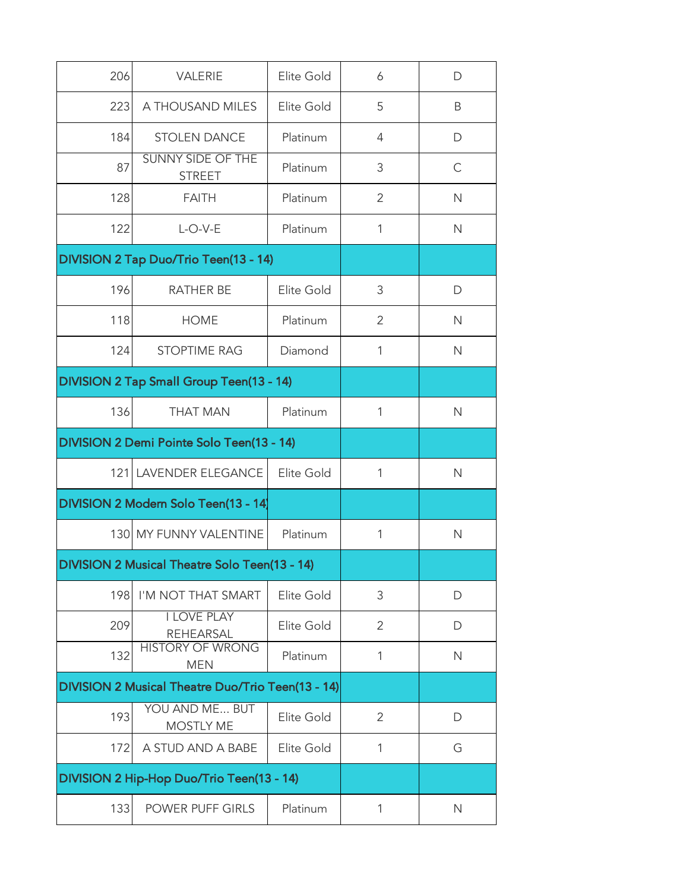| | | | | |
|---|---|---|---|---|
| 206 | VALERIE | Elite Gold | 6 | D |
| 223 | A THOUSAND MILES | Elite Gold | 5 | B |
| 184 | STOLEN DANCE | Platinum | 4 | D |
| 87 | SUNNY SIDE OF THE STREET | Platinum | 3 | C |
| 128 | FAITH | Platinum | 2 | N |
| 122 | L-O-V-E | Platinum | 1 | N |
| **DIVISION 2 Tap Duo/Trio Teen(13 - 14)** | | | | |
| 196 | RATHER BE | Elite Gold | 3 | D |
| 118 | HOME | Platinum | 2 | N |
| 124 | STOPTIME RAG | Diamond | 1 | N |
| **DIVISION 2 Tap Small Group Teen(13 - 14)** | | | | |
| 136 | THAT MAN | Platinum | 1 | N |
| **DIVISION 2 Demi Pointe Solo Teen(13 - 14)** | | | | |
| 121 | LAVENDER ELEGANCE | Elite Gold | 1 | N |
| **DIVISION 2 Modern Solo Teen(13 - 14)** | | | | |
| 130 | MY FUNNY VALENTINE | Platinum | 1 | N |
| **DIVISION 2 Musical Theatre Solo Teen(13 - 14)** | | | | |
| 198 | I'M NOT THAT SMART | Elite Gold | 3 | D |
| 209 | I LOVE PLAY REHEARSAL | Elite Gold | 2 | D |
| 132 | HISTORY OF WRONG MEN | Platinum | 1 | N |
| **DIVISION 2 Musical Theatre Duo/Trio Teen(13 - 14)** | | | | |
| 193 | YOU AND ME... BUT MOSTLY ME | Elite Gold | 2 | D |
| 172 | A STUD AND A BABE | Elite Gold | 1 | G |
| **DIVISION 2 Hip-Hop Duo/Trio Teen(13 - 14)** | | | | |
| 133 | POWER PUFF GIRLS | Platinum | 1 | N |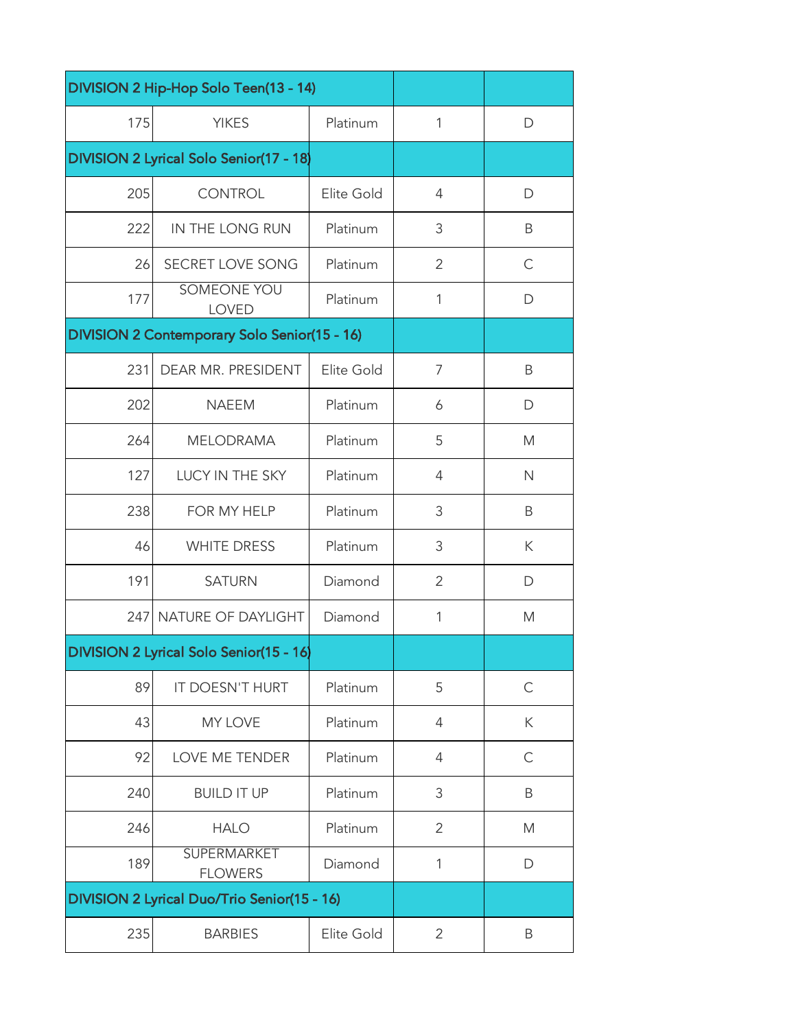| DIVISION 2 Hip-Hop Solo Teen(13 - 14) | | | | |
|---|---|---|---|---|
| 175 | YIKES | Platinum | 1 | D |
| **DIVISION 2 Lyrical Solo Senior(17 - 18)** | | | | |
| 205 | CONTROL | Elite Gold | 4 | D |
| 222 | IN THE LONG RUN | Platinum | 3 | B |
| 26 | SECRET LOVE SONG | Platinum | 2 | C |
| 177 | SOMEONE YOU LOVED | Platinum | 1 | D |
| **DIVISION 2 Contemporary Solo Senior(15 - 16)** | | | | |
| 231 | DEAR MR. PRESIDENT | Elite Gold | 7 | B |
| 202 | NAEEM | Platinum | 6 | D |
| 264 | MELODRAMA | Platinum | 5 | M |
| 127 | LUCY IN THE SKY | Platinum | 4 | N |
| 238 | FOR MY HELP | Platinum | 3 | B |
| 46 | WHITE DRESS | Platinum | 3 | K |
| 191 | SATURN | Diamond | 2 | D |
| 247 | NATURE OF DAYLIGHT | Diamond | 1 | M |
| **DIVISION 2 Lyrical Solo Senior(15 - 16)** | | | | |
| 89 | IT DOESN'T HURT | Platinum | 5 | C |
| 43 | MY LOVE | Platinum | 4 | K |
| 92 | LOVE ME TENDER | Platinum | 4 | C |
| 240 | BUILD IT UP | Platinum | 3 | B |
| 246 | HALO | Platinum | 2 | M |
| 189 | SUPERMARKET FLOWERS | Diamond | 1 | D |
| **DIVISION 2 Lyrical Duo/Trio Senior(15 - 16)** | | | | |
| 235 | BARBIES | Elite Gold | 2 | B |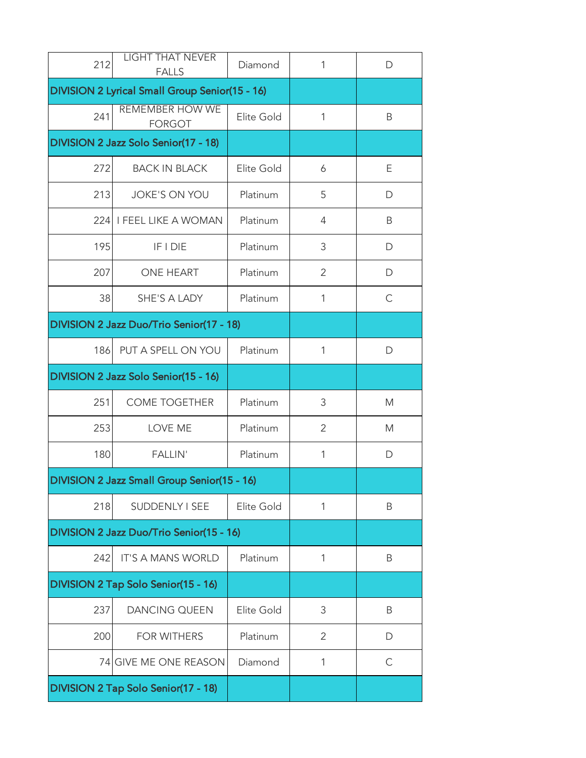| | | | | |
|---|---|---|---|---|
| 212 | LIGHT THAT NEVER FALLS | Diamond | 1 | D |
| **DIVISION 2 Lyrical Small Group Senior(15 - 16)** | | | | |
| 241 | REMEMBER HOW WE FORGOT | Elite Gold | 1 | B |
| **DIVISION 2 Jazz Solo Senior(17 - 18)** | | | | |
| 272 | BACK IN BLACK | Elite Gold | 6 | E |
| 213 | JOKE'S ON YOU | Platinum | 5 | D |
| 224 | I FEEL LIKE A WOMAN | Platinum | 4 | B |
| 195 | IF I DIE | Platinum | 3 | D |
| 207 | ONE HEART | Platinum | 2 | D |
| 38 | SHE'S A LADY | Platinum | 1 | C |
| **DIVISION 2 Jazz Duo/Trio Senior(17 - 18)** | | | | |
| 186 | PUT A SPELL ON YOU | Platinum | 1 | D |
| **DIVISION 2 Jazz Solo Senior(15 - 16)** | | | | |
| 251 | COME TOGETHER | Platinum | 3 | M |
| 253 | LOVE ME | Platinum | 2 | M |
| 180 | FALLIN' | Platinum | 1 | D |
| **DIVISION 2 Jazz Small Group Senior(15 - 16)** | | | | |
| 218 | SUDDENLY I SEE | Elite Gold | 1 | B |
| **DIVISION 2 Jazz Duo/Trio Senior(15 - 16)** | | | | |
| 242 | IT'S A MANS WORLD | Platinum | 1 | B |
| **DIVISION 2 Tap Solo Senior(15 - 16)** | | | | |
| 237 | DANCING QUEEN | Elite Gold | 3 | B |
| 200 | FOR WITHERS | Platinum | 2 | D |
| 74 | GIVE ME ONE REASON | Diamond | 1 | C |
| **DIVISION 2 Tap Solo Senior(17 - 18)** | | | | |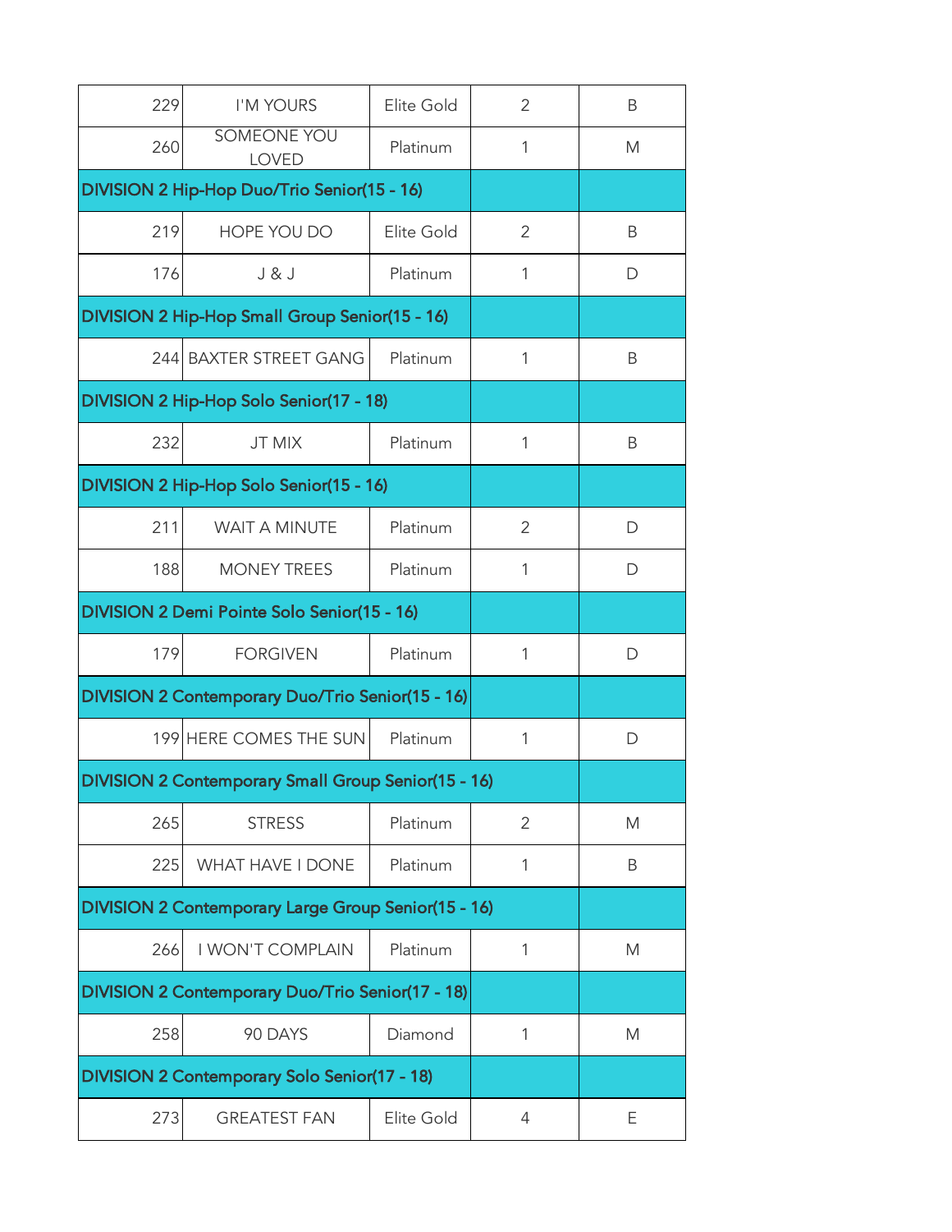| | | | | |
|---|---|---|---|---|
| 229 | I'M YOURS | Elite Gold | 2 | B |
| 260 | SOMEONE YOU LOVED | Platinum | 1 | M |
| **DIVISION 2 Hip-Hop Duo/Trio Senior(15 - 16)** | | | | |
| 219 | HOPE YOU DO | Elite Gold | 2 | B |
| 176 | J & J | Platinum | 1 | D |
| **DIVISION 2 Hip-Hop Small Group Senior(15 - 16)** | | | | |
| 244 | BAXTER STREET GANG | Platinum | 1 | B |
| **DIVISION 2 Hip-Hop Solo Senior(17 - 18)** | | | | |
| 232 | JT MIX | Platinum | 1 | B |
| **DIVISION 2 Hip-Hop Solo Senior(15 - 16)** | | | | |
| 211 | WAIT A MINUTE | Platinum | 2 | D |
| 188 | MONEY TREES | Platinum | 1 | D |
| **DIVISION 2 Demi Pointe Solo Senior(15 - 16)** | | | | |
| 179 | FORGIVEN | Platinum | 1 | D |
| **DIVISION 2 Contemporary Duo/Trio Senior(15 - 16)** | | | | |
| 199 | HERE COMES THE SUN | Platinum | 1 | D |
| **DIVISION 2 Contemporary Small Group Senior(15 - 16)** | | | | |
| 265 | STRESS | Platinum | 2 | M |
| 225 | WHAT HAVE I DONE | Platinum | 1 | B |
| **DIVISION 2 Contemporary Large Group Senior(15 - 16)** | | | | |
| 266 | I WON'T COMPLAIN | Platinum | 1 | M |
| **DIVISION 2 Contemporary Duo/Trio Senior(17 - 18)** | | | | |
| 258 | 90 DAYS | Diamond | 1 | M |
| **DIVISION 2 Contemporary Solo Senior(17 - 18)** | | | | |
| 273 | GREATEST FAN | Elite Gold | 4 | E |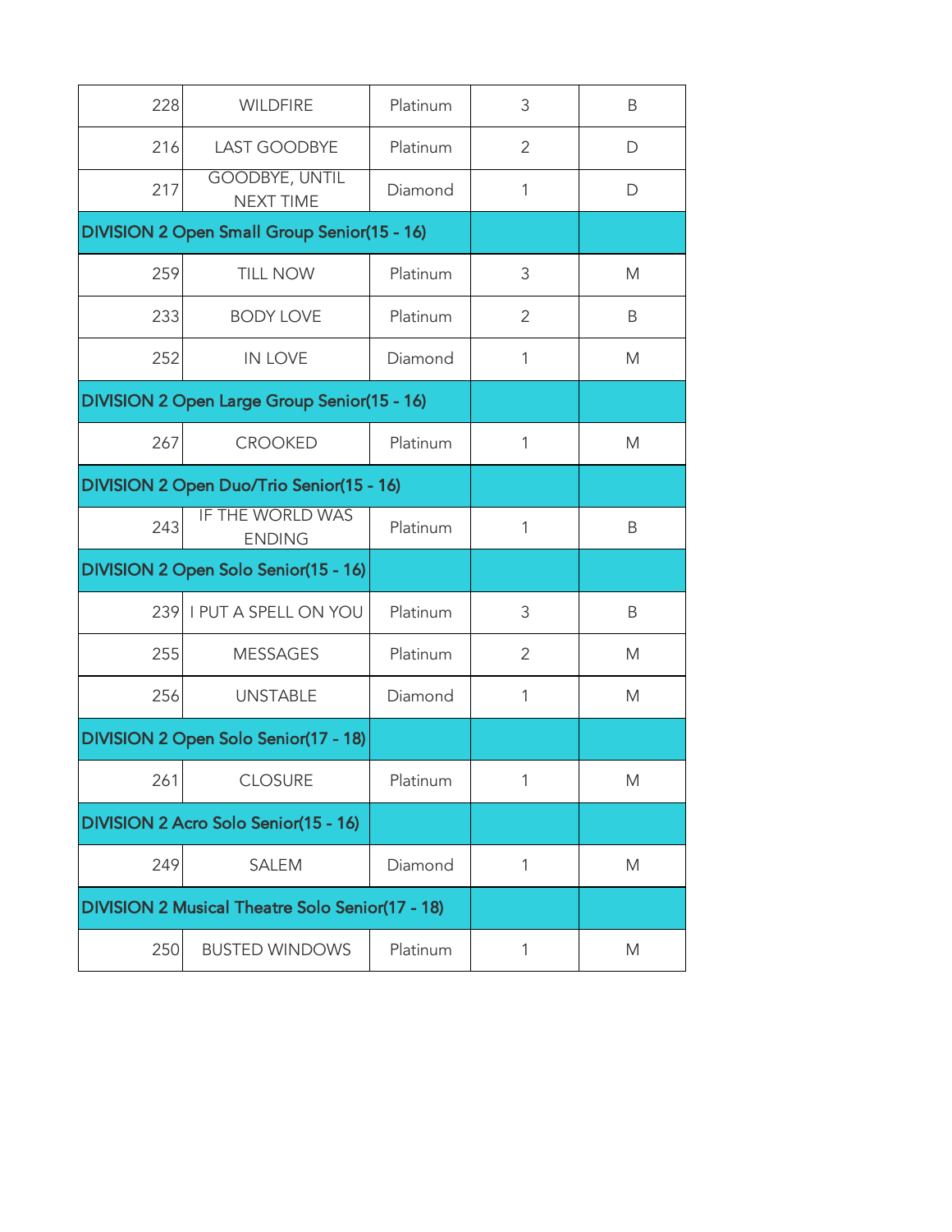| | | | | |
|---|---|---|---|---|
| 228 | WILDFIRE | Platinum | 3 | B |
| 216 | LAST GOODBYE | Platinum | 2 | D |
| 217 | GOODBYE, UNTIL NEXT TIME | Diamond | 1 | D |
| **DIVISION 2 Open Small Group Senior(15 - 16)** | | | | |
| 259 | TILL NOW | Platinum | 3 | M |
| 233 | BODY LOVE | Platinum | 2 | B |
| 252 | IN LOVE | Diamond | 1 | M |
| **DIVISION 2 Open Large Group Senior(15 - 16)** | | | | |
| 267 | CROOKED | Platinum | 1 | M |
| **DIVISION 2 Open Duo/Trio Senior(15 - 16)** | | | | |
| 243 | IF THE WORLD WAS ENDING | Platinum | 1 | B |
| **DIVISION 2 Open Solo Senior(15 - 16)** | | | | |
| 239 | I PUT A SPELL ON YOU | Platinum | 3 | B |
| 255 | MESSAGES | Platinum | 2 | M |
| 256 | UNSTABLE | Diamond | 1 | M |
| **DIVISION 2 Open Solo Senior(17 - 18)** | | | | |
| 261 | CLOSURE | Platinum | 1 | M |
| **DIVISION 2 Acro Solo Senior(15 - 16)** | | | | |
| 249 | SALEM | Diamond | 1 | M |
| **DIVISION 2 Musical Theatre Solo Senior(17 - 18)** | | | | |
| 250 | BUSTED WINDOWS | Platinum | 1 | M |